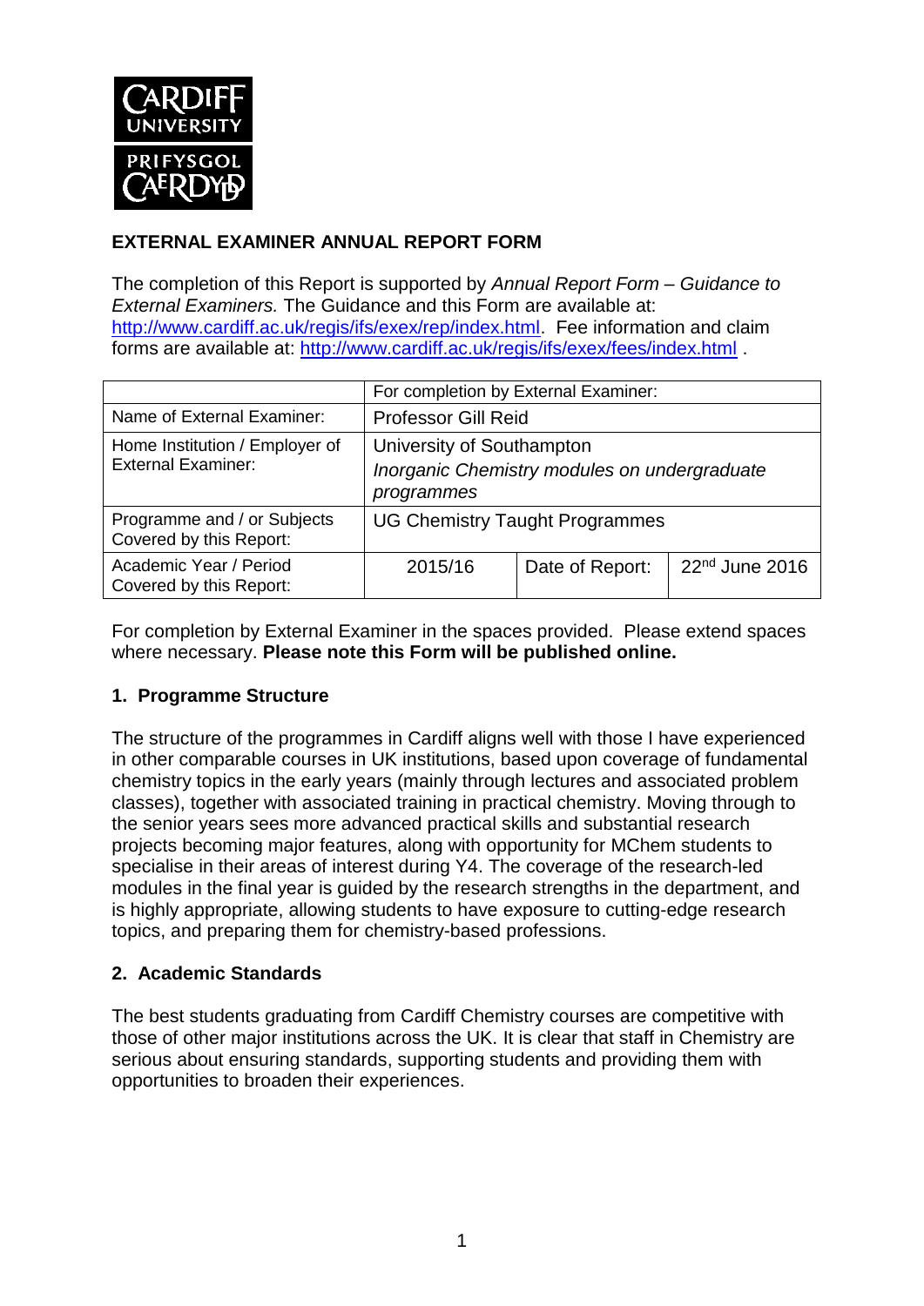**EXTERNAL EXAMINER ANNUAL REPORT FORM**

The completion of this Report is supported by *Annual Report Form – Guidance to External Examiners.* The Guidance and this Form are available at: http://www.cardiff.ac.uk/regis/ifs/exex/rep/index.html. Fee information and claim forms are available at: http://www.cardiff.ac.uk/regis/ifs/exex/fees/index.html .

| | For completion by External Examiner: | | |
|---|---|---|---|
| Name of External Examiner: | Professor Gill Reid | | |
| Home Institution / Employer of External Examiner: | University of Southampton *Inorganic Chemistry modules on undergraduate programmes* | | |
| Programme and / or Subjects Covered by this Report: | UG Chemistry Taught Programmes | | |
| Academic Year / Period Covered by this Report: | 2015/16 | Date of Report: | 22nd June 2016 |

For completion by External Examiner in the spaces provided. Please extend spaces where necessary. **Please note this Form will be published online.**

## 1. Programme Structure

The structure of the programmes in Cardiff aligns well with those I have experienced in other comparable courses in UK institutions, based upon coverage of fundamental chemistry topics in the early years (mainly through lectures and associated problem classes), together with associated training in practical chemistry. Moving through to the senior years sees more advanced practical skills and substantial research projects becoming major features, along with opportunity for MChem students to specialise in their areas of interest during Y4. The coverage of the research-led modules in the final year is guided by the research strengths in the department, and is highly appropriate, allowing students to have exposure to cutting-edge research topics, and preparing them for chemistry-based professions.

## 2. Academic Standards

The best students graduating from Cardiff Chemistry courses are competitive with those of other major institutions across the UK. It is clear that staff in Chemistry are serious about ensuring standards, supporting students and providing them with opportunities to broaden their experiences.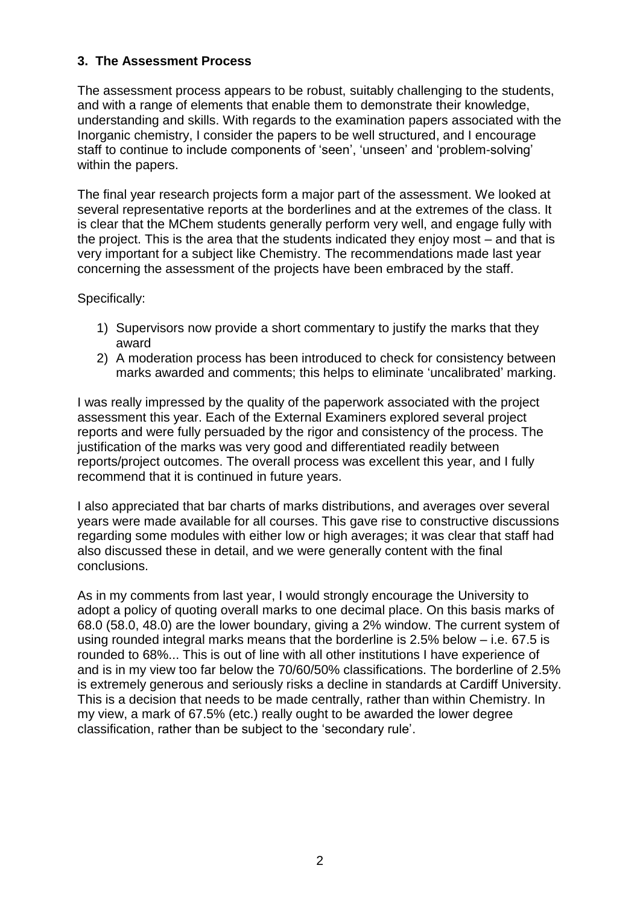### 3. The Assessment Process

The assessment process appears to be robust, suitably challenging to the students, and with a range of elements that enable them to demonstrate their knowledge, understanding and skills. With regards to the examination papers associated with the Inorganic chemistry, I consider the papers to be well structured, and I encourage staff to continue to include components of 'seen', 'unseen' and 'problem-solving' within the papers.

The final year research projects form a major part of the assessment. We looked at several representative reports at the borderlines and at the extremes of the class. It is clear that the MChem students generally perform very well, and engage fully with the project. This is the area that the students indicated they enjoy most – and that is very important for a subject like Chemistry. The recommendations made last year concerning the assessment of the projects have been embraced by the staff.

Specifically:

1) Supervisors now provide a short commentary to justify the marks that they award
2) A moderation process has been introduced to check for consistency between marks awarded and comments; this helps to eliminate 'uncalibrated' marking.

I was really impressed by the quality of the paperwork associated with the project assessment this year. Each of the External Examiners explored several project reports and were fully persuaded by the rigor and consistency of the process. The justification of the marks was very good and differentiated readily between reports/project outcomes. The overall process was excellent this year, and I fully recommend that it is continued in future years.

I also appreciated that bar charts of marks distributions, and averages over several years were made available for all courses. This gave rise to constructive discussions regarding some modules with either low or high averages; it was clear that staff had also discussed these in detail, and we were generally content with the final conclusions.

As in my comments from last year, I would strongly encourage the University to adopt a policy of quoting overall marks to one decimal place. On this basis marks of 68.0 (58.0, 48.0) are the lower boundary, giving a 2% window. The current system of using rounded integral marks means that the borderline is 2.5% below – i.e. 67.5 is rounded to 68%... This is out of line with all other institutions I have experience of and is in my view too far below the 70/60/50% classifications. The borderline of 2.5% is extremely generous and seriously risks a decline in standards at Cardiff University. This is a decision that needs to be made centrally, rather than within Chemistry. In my view, a mark of 67.5% (etc.) really ought to be awarded the lower degree classification, rather than be subject to the 'secondary rule'.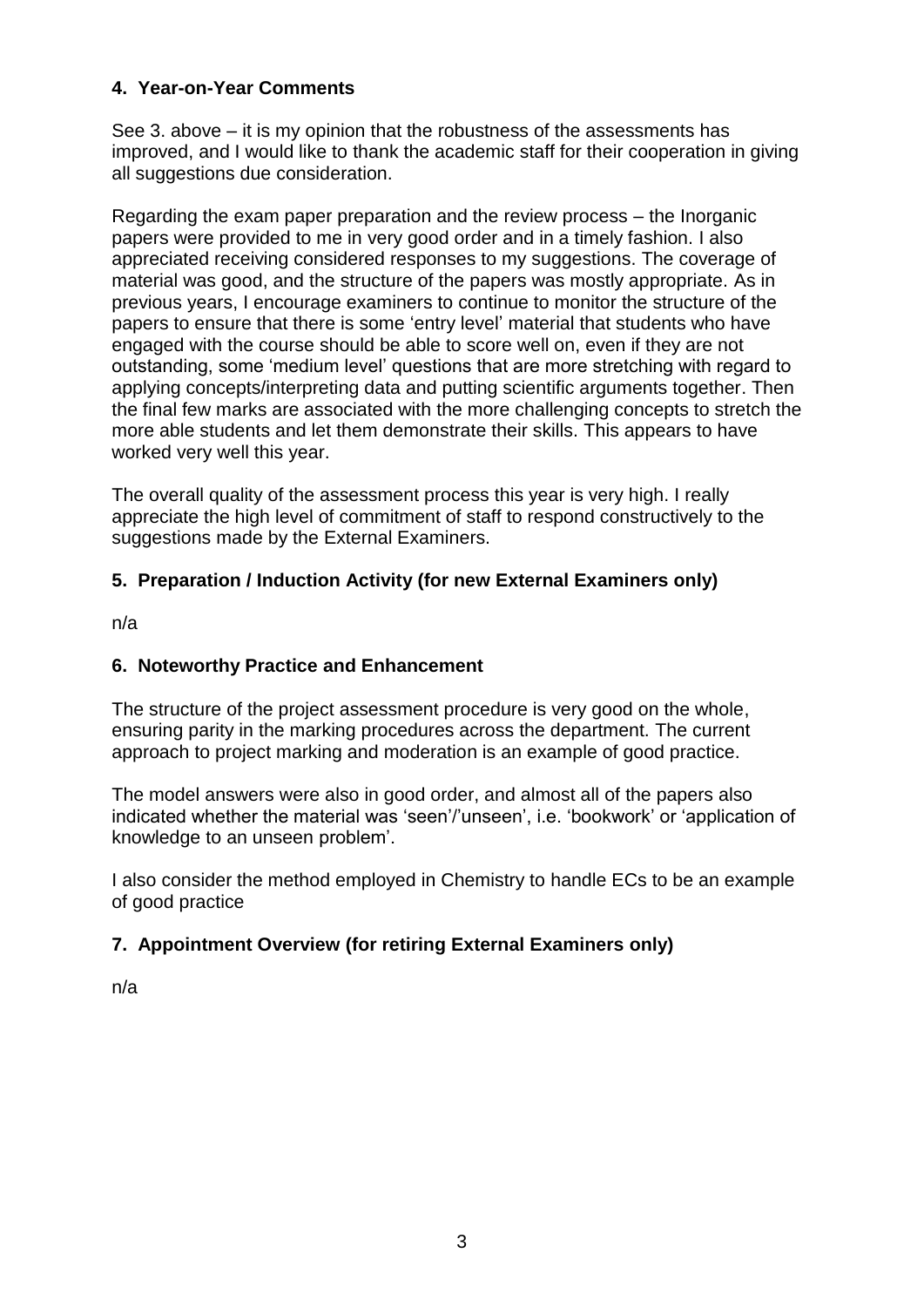## 4. Year-on-Year Comments

See 3. above – it is my opinion that the robustness of the assessments has improved, and I would like to thank the academic staff for their cooperation in giving all suggestions due consideration.

Regarding the exam paper preparation and the review process – the Inorganic papers were provided to me in very good order and in a timely fashion. I also appreciated receiving considered responses to my suggestions. The coverage of material was good, and the structure of the papers was mostly appropriate. As in previous years, I encourage examiners to continue to monitor the structure of the papers to ensure that there is some 'entry level' material that students who have engaged with the course should be able to score well on, even if they are not outstanding, some 'medium level' questions that are more stretching with regard to applying concepts/interpreting data and putting scientific arguments together. Then the final few marks are associated with the more challenging concepts to stretch the more able students and let them demonstrate their skills. This appears to have worked very well this year.

The overall quality of the assessment process this year is very high. I really appreciate the high level of commitment of staff to respond constructively to the suggestions made by the External Examiners.

## 5. Preparation / Induction Activity (for new External Examiners only)

n/a

## 6. Noteworthy Practice and Enhancement

The structure of the project assessment procedure is very good on the whole, ensuring parity in the marking procedures across the department. The current approach to project marking and moderation is an example of good practice.

The model answers were also in good order, and almost all of the papers also indicated whether the material was 'seen'/'unseen', i.e. 'bookwork' or 'application of knowledge to an unseen problem'.

I also consider the method employed in Chemistry to handle ECs to be an example of good practice

## 7. Appointment Overview (for retiring External Examiners only)

n/a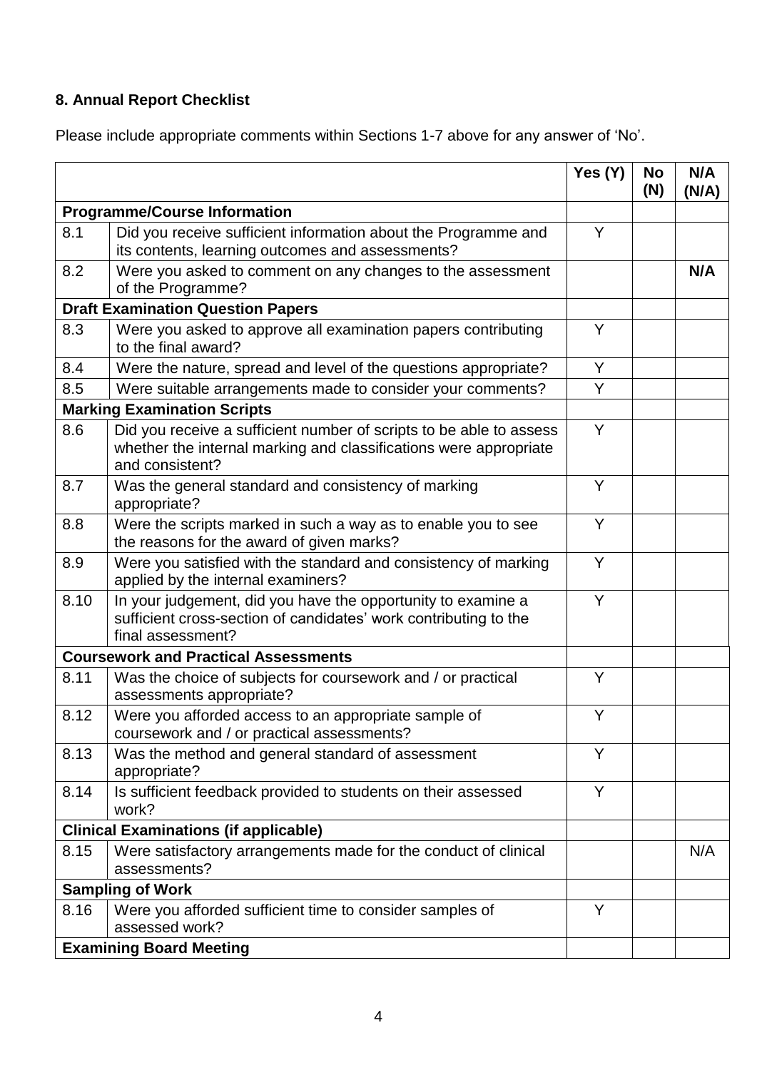**8. Annual Report Checklist**

Please include appropriate comments within Sections 1-7 above for any answer of 'No'.

| | | Yes (Y) | No (N) | N/A (N/A) |
|---|---|---|---|---|
| **Programme/Course Information** | | | | |
| 8.1 | Did you receive sufficient information about the Programme and its contents, learning outcomes and assessments? | Y | | |
| 8.2 | Were you asked to comment on any changes to the assessment of the Programme? | | | **N/A** |
| **Draft Examination Question Papers** | | | | |
| 8.3 | Were you asked to approve all examination papers contributing to the final award? | Y | | |
| 8.4 | Were the nature, spread and level of the questions appropriate? | Y | | |
| 8.5 | Were suitable arrangements made to consider your comments? | Y | | |
| **Marking Examination Scripts** | | | | |
| 8.6 | Did you receive a sufficient number of scripts to be able to assess whether the internal marking and classifications were appropriate and consistent? | Y | | |
| 8.7 | Was the general standard and consistency of marking appropriate? | Y | | |
| 8.8 | Were the scripts marked in such a way as to enable you to see the reasons for the award of given marks? | Y | | |
| 8.9 | Were you satisfied with the standard and consistency of marking applied by the internal examiners? | Y | | |
| 8.10 | In your judgement, did you have the opportunity to examine a sufficient cross-section of candidates' work contributing to the final assessment? | Y | | |
| **Coursework and Practical Assessments** | | | | |
| 8.11 | Was the choice of subjects for coursework and / or practical assessments appropriate? | Y | | |
| 8.12 | Were you afforded access to an appropriate sample of coursework and / or practical assessments? | Y | | |
| 8.13 | Was the method and general standard of assessment appropriate? | Y | | |
| 8.14 | Is sufficient feedback provided to students on their assessed work? | Y | | |
| **Clinical Examinations (if applicable)** | | | | |
| 8.15 | Were satisfactory arrangements made for the conduct of clinical assessments? | | | N/A |
| **Sampling of Work** | | | | |
| 8.16 | Were you afforded sufficient time to consider samples of assessed work? | Y | | |
| **Examining Board Meeting** | | | | |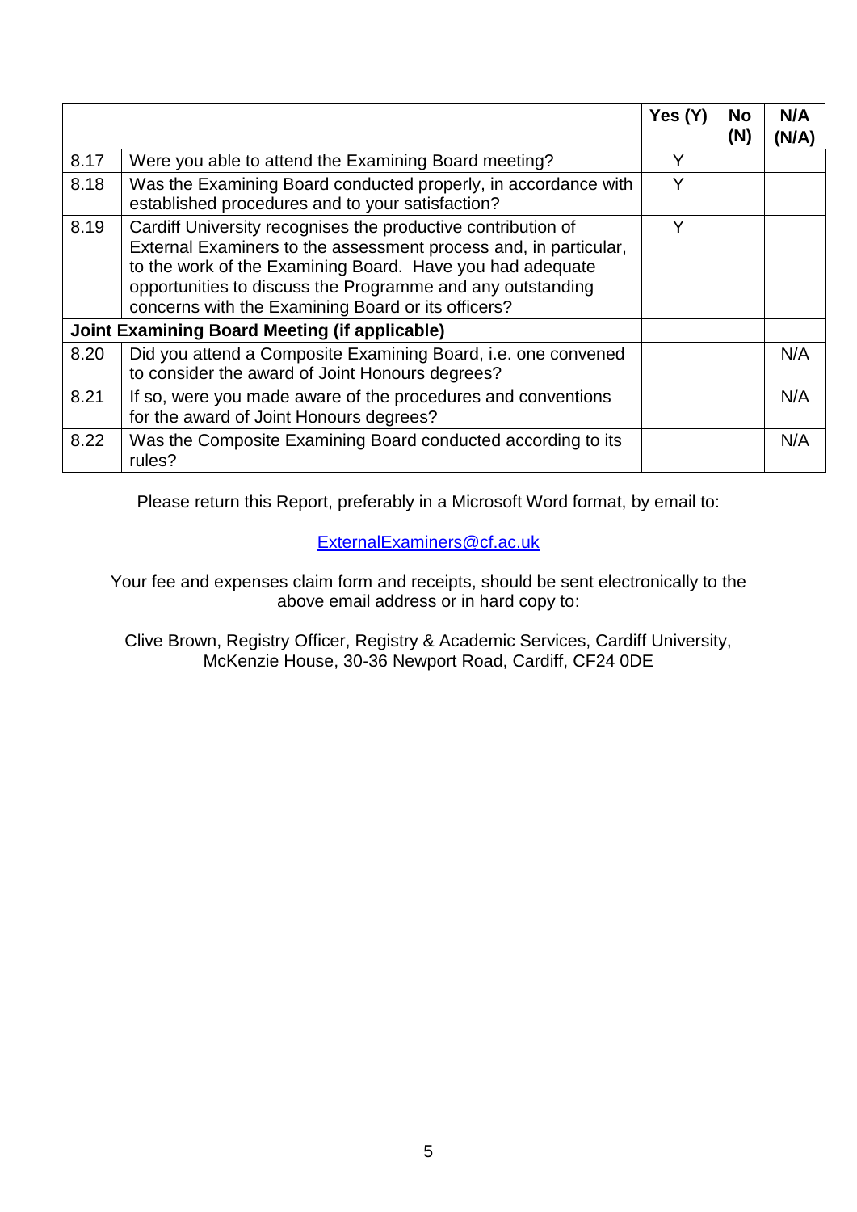| | | Yes (Y) | No (N) | N/A (N/A) |
|---|---|---|---|---|
| 8.17 | Were you able to attend the Examining Board meeting? | Y | | |
| 8.18 | Was the Examining Board conducted properly, in accordance with established procedures and to your satisfaction? | Y | | |
| 8.19 | Cardiff University recognises the productive contribution of External Examiners to the assessment process and, in particular, to the work of the Examining Board. Have you had adequate opportunities to discuss the Programme and any outstanding concerns with the Examining Board or its officers? | Y | | |
| **Joint Examining Board Meeting (if applicable)** | | | | |
| 8.20 | Did you attend a Composite Examining Board, i.e. one convened to consider the award of Joint Honours degrees? | | | N/A |
| 8.21 | If so, were you made aware of the procedures and conventions for the award of Joint Honours degrees? | | | N/A |
| 8.22 | Was the Composite Examining Board conducted according to its rules? | | | N/A |

Please return this Report, preferably in a Microsoft Word format, by email to:

ExternalExaminers@cf.ac.uk

Your fee and expenses claim form and receipts, should be sent electronically to the above email address or in hard copy to:

Clive Brown, Registry Officer, Registry & Academic Services, Cardiff University, McKenzie House, 30-36 Newport Road, Cardiff, CF24 0DE